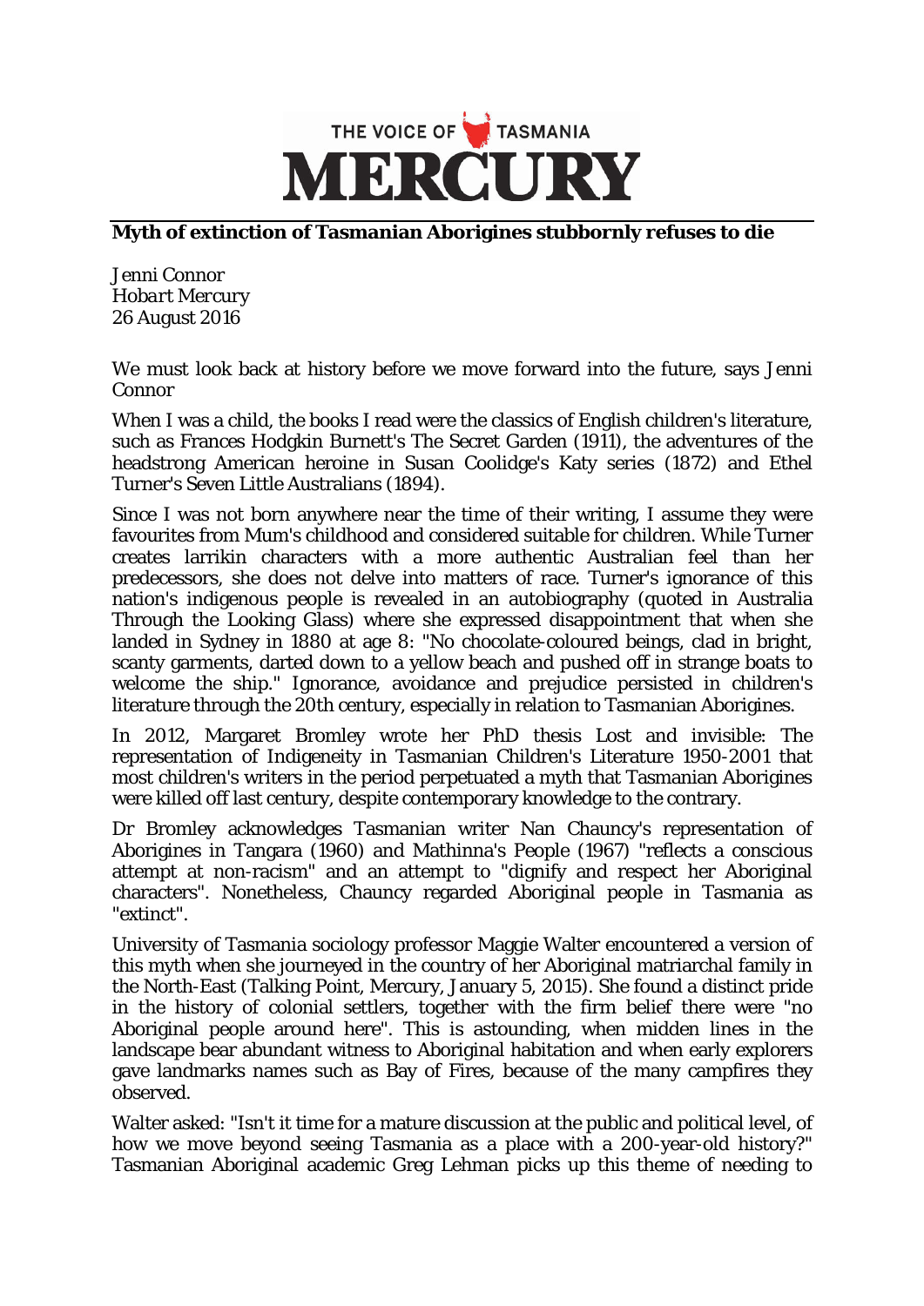THE VOICE OF TASMANIA

# MERCURY

## Myth of extinction of Tasmanian Aborigines stubbornly refuses to die

*Jenni Connor*
*Hobart Mercury*
*26 August 2016*

We must look back at history before we move forward into the future, says Jenni Connor

When I was a child, the books I read were the classics of English children's literature, such as Frances Hodgkin Burnett's The Secret Garden (1911), the adventures of the headstrong American heroine in Susan Coolidge's Katy series (1872) and Ethel Turner's Seven Little Australians (1894).

Since I was not born anywhere near the time of their writing, I assume they were favourites from Mum's childhood and considered suitable for children. While Turner creates larrikin characters with a more authentic Australian feel than her predecessors, she does not delve into matters of race. Turner's ignorance of this nation's indigenous people is revealed in an autobiography (quoted in Australia Through the Looking Glass) where she expressed disappointment that when she landed in Sydney in 1880 at age 8: "No chocolate-coloured beings, clad in bright, scanty garments, darted down to a yellow beach and pushed off in strange boats to welcome the ship." Ignorance, avoidance and prejudice persisted in children's literature through the 20th century, especially in relation to Tasmanian Aborigines.

In 2012, Margaret Bromley wrote her PhD thesis Lost and invisible: The representation of Indigeneity in Tasmanian Children's Literature 1950-2001 that most children's writers in the period perpetuated a myth that Tasmanian Aborigines were killed off last century, despite contemporary knowledge to the contrary.

Dr Bromley acknowledges Tasmanian writer Nan Chauncy's representation of Aborigines in Tangara (1960) and Mathinna's People (1967) "reflects a conscious attempt at non-racism" and an attempt to "dignify and respect her Aboriginal characters". Nonetheless, Chauncy regarded Aboriginal people in Tasmania as "extinct".

University of Tasmania sociology professor Maggie Walter encountered a version of this myth when she journeyed in the country of her Aboriginal matriarchal family in the North-East (Talking Point, Mercury, January 5, 2015). She found a distinct pride in the history of colonial settlers, together with the firm belief there were "no Aboriginal people around here". This is astounding, when midden lines in the landscape bear abundant witness to Aboriginal habitation and when early explorers gave landmarks names such as Bay of Fires, because of the many campfires they observed.

Walter asked: "Isn't it time for a mature discussion at the public and political level, of how we move beyond seeing Tasmania as a place with a 200-year-old history?" Tasmanian Aboriginal academic Greg Lehman picks up this theme of needing to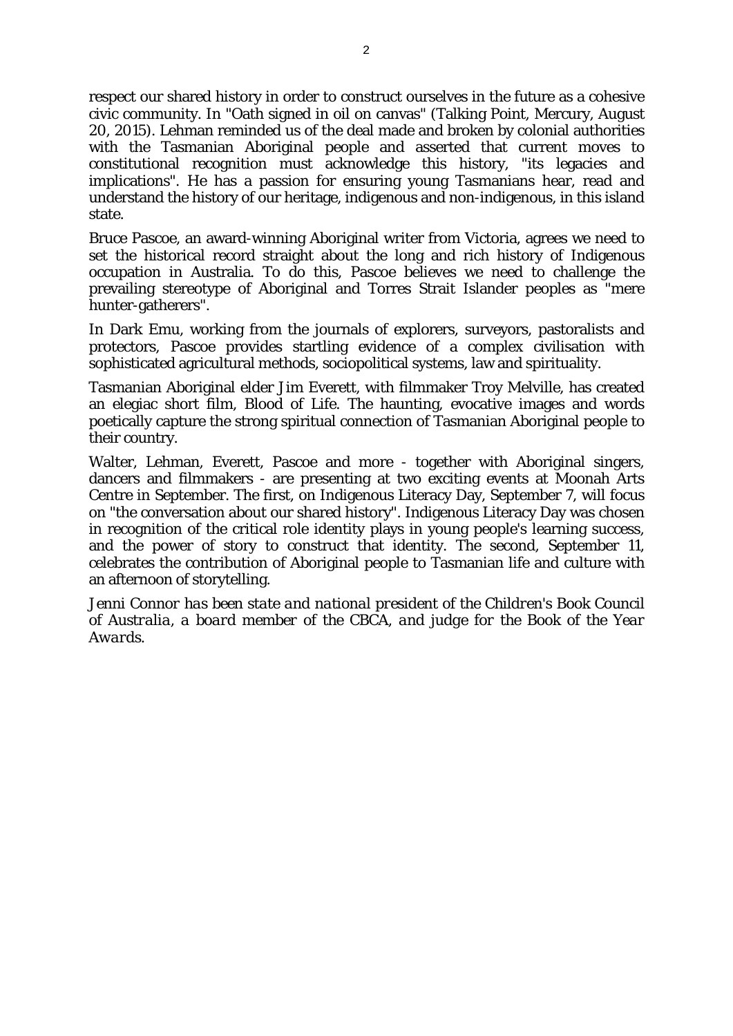respect our shared history in order to construct ourselves in the future as a cohesive civic community. In "Oath signed in oil on canvas" (Talking Point, Mercury, August 20, 2015). Lehman reminded us of the deal made and broken by colonial authorities with the Tasmanian Aboriginal people and asserted that current moves to constitutional recognition must acknowledge this history, "its legacies and implications". He has a passion for ensuring young Tasmanians hear, read and understand the history of our heritage, indigenous and non-indigenous, in this island state.

Bruce Pascoe, an award-winning Aboriginal writer from Victoria, agrees we need to set the historical record straight about the long and rich history of Indigenous occupation in Australia. To do this, Pascoe believes we need to challenge the prevailing stereotype of Aboriginal and Torres Strait Islander peoples as "mere hunter-gatherers".

In Dark Emu, working from the journals of explorers, surveyors, pastoralists and protectors, Pascoe provides startling evidence of a complex civilisation with sophisticated agricultural methods, sociopolitical systems, law and spirituality.

Tasmanian Aboriginal elder Jim Everett, with filmmaker Troy Melville, has created an elegiac short film, Blood of Life. The haunting, evocative images and words poetically capture the strong spiritual connection of Tasmanian Aboriginal people to their country.

Walter, Lehman, Everett, Pascoe and more - together with Aboriginal singers, dancers and filmmakers - are presenting at two exciting events at Moonah Arts Centre in September. The first, on Indigenous Literacy Day, September 7, will focus on "the conversation about our shared history". Indigenous Literacy Day was chosen in recognition of the critical role identity plays in young people's learning success, and the power of story to construct that identity. The second, September 11, celebrates the contribution of Aboriginal people to Tasmanian life and culture with an afternoon of storytelling.

*Jenni Connor has been state and national president of the Children's Book Council of Australia, a board member of the CBCA, and judge for the Book of the Year Awards.*